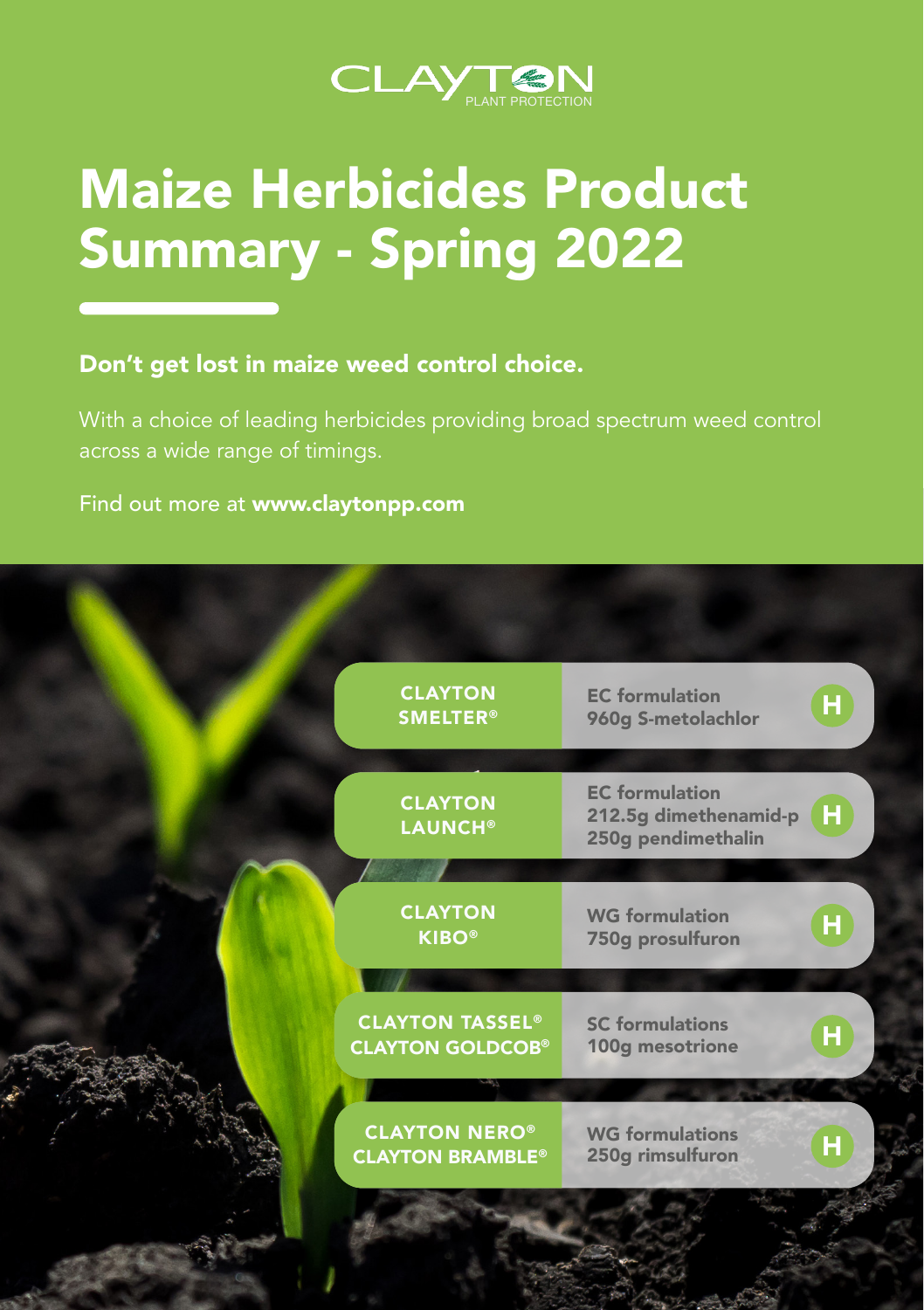CLAYTON PLANT PROTECTION

# Maize Herbicides Product Summary - Spring 2022

## Don't get lost in maize weed control choice.

With a choice of leading herbicides providing broad spectrum weed control across a wide range of timings.

Find out more at **www.claytonpp.com**

| Product | Formulation / Active ingredient | |
|---|---|---|
| **CLAYTON SMELTER®** | **EC formulation**<br>**960g S-metolachlor** | H |
| **CLAYTON LAUNCH®** | **EC formulation**<br>**212.5g dimethenamid-p**<br>**250g pendimethalin** | H |
| **CLAYTON KIBO®** | **WG formulation**<br>**750g prosulfuron** | H |
| **CLAYTON TASSEL®**<br>**CLAYTON GOLDCOB®** | **SC formulations**<br>**100g mesotrione** | H |
| **CLAYTON NERO®**<br>**CLAYTON BRAMBLE®** | **WG formulations**<br>**250g rimsulfuron** | H |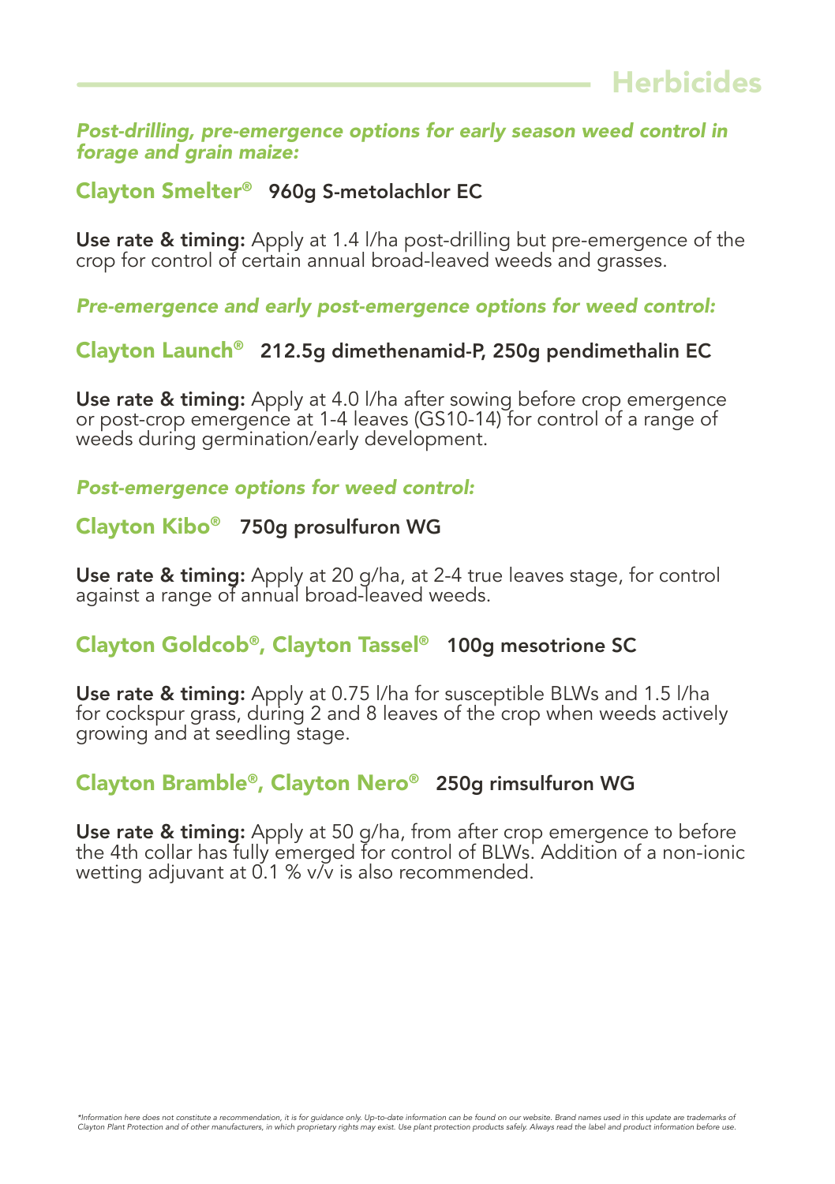# Herbicides

*Post-drilling, pre-emergence options for early season weed control in forage and grain maize:*

## Clayton Smelter® 960g S-metolachlor EC

**Use rate & timing:** Apply at 1.4 l/ha post-drilling but pre-emergence of the crop for control of certain annual broad-leaved weeds and grasses.

*Pre-emergence and early post-emergence options for weed control:*

## Clayton Launch® 212.5g dimethenamid-P, 250g pendimethalin EC

**Use rate & timing:** Apply at 4.0 l/ha after sowing before crop emergence or post-crop emergence at 1-4 leaves (GS10-14) for control of a range of weeds during germination/early development.

*Post-emergence options for weed control:*

## Clayton Kibo® 750g prosulfuron WG

**Use rate & timing:** Apply at 20 g/ha, at 2-4 true leaves stage, for control against a range of annual broad-leaved weeds.

## Clayton Goldcob®, Clayton Tassel® 100g mesotrione SC

**Use rate & timing:** Apply at 0.75 l/ha for susceptible BLWs and 1.5 l/ha for cockspur grass, during 2 and 8 leaves of the crop when weeds actively growing and at seedling stage.

## Clayton Bramble®, Clayton Nero® 250g rimsulfuron WG

**Use rate & timing:** Apply at 50 g/ha, from after crop emergence to before the 4th collar has fully emerged for control of BLWs. Addition of a non-ionic wetting adjuvant at 0.1 % v/v is also recommended.

*\*Information here does not constitute a recommendation, it is for guidance only. Up-to-date information can be found on our website. Brand names used in this update are trademarks of Clayton Plant Protection and of other manufacturers, in which proprietary rights may exist. Use plant protection products safely. Always read the label and product information before use.*